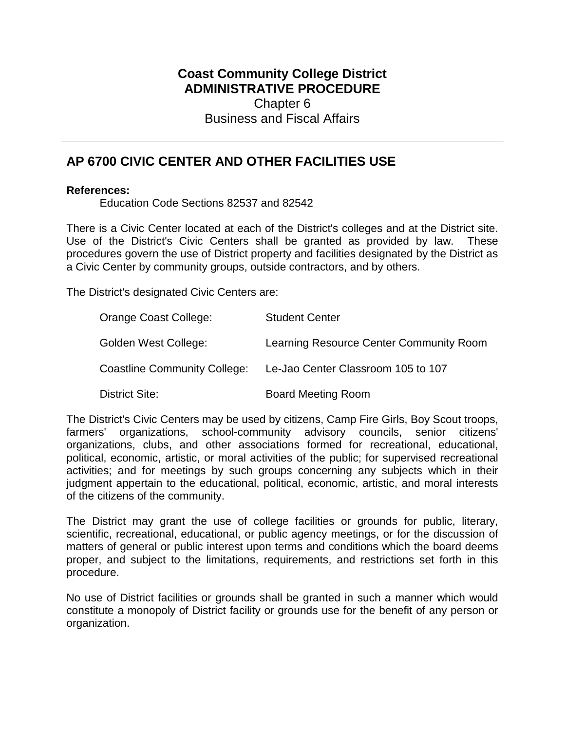**Coast Community College District**
**ADMINISTRATIVE PROCEDURE**
Chapter 6
Business and Fiscal Affairs

---

## AP 6700 CIVIC CENTER AND OTHER FACILITIES USE

**References:**

Education Code Sections 82537 and 82542

There is a Civic Center located at each of the District's colleges and at the District site. Use of the District's Civic Centers shall be granted as provided by law. These procedures govern the use of District property and facilities designated by the District as a Civic Center by community groups, outside contractors, and by others.

The District's designated Civic Centers are:

| | |
|---|---|
| Orange Coast College: | Student Center |
| Golden West College: | Learning Resource Center Community Room |
| Coastline Community College: | Le-Jao Center Classroom 105 to 107 |
| District Site: | Board Meeting Room |

The District's Civic Centers may be used by citizens, Camp Fire Girls, Boy Scout troops, farmers' organizations, school-community advisory councils, senior citizens' organizations, clubs, and other associations formed for recreational, educational, political, economic, artistic, or moral activities of the public; for supervised recreational activities; and for meetings by such groups concerning any subjects which in their judgment appertain to the educational, political, economic, artistic, and moral interests of the citizens of the community.

The District may grant the use of college facilities or grounds for public, literary, scientific, recreational, educational, or public agency meetings, or for the discussion of matters of general or public interest upon terms and conditions which the board deems proper, and subject to the limitations, requirements, and restrictions set forth in this procedure.

No use of District facilities or grounds shall be granted in such a manner which would constitute a monopoly of District facility or grounds use for the benefit of any person or organization.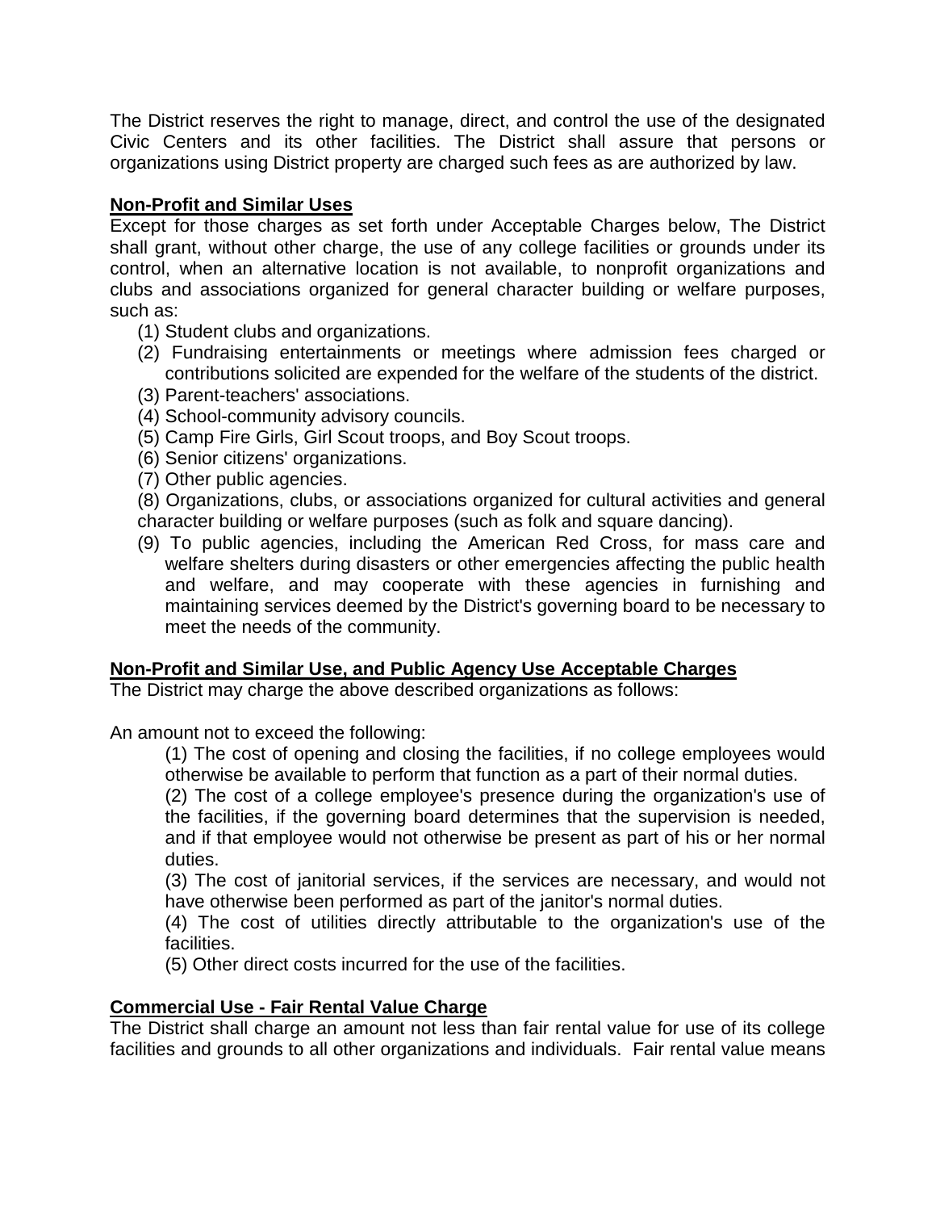The District reserves the right to manage, direct, and control the use of the designated Civic Centers and its other facilities. The District shall assure that persons or organizations using District property are charged such fees as are authorized by law.

**Non-Profit and Similar Uses**

Except for those charges as set forth under Acceptable Charges below, The District shall grant, without other charge, the use of any college facilities or grounds under its control, when an alternative location is not available, to nonprofit organizations and clubs and associations organized for general character building or welfare purposes, such as:

(1) Student clubs and organizations.

(2) Fundraising entertainments or meetings where admission fees charged or contributions solicited are expended for the welfare of the students of the district.

(3) Parent-teachers' associations.

(4) School-community advisory councils.

(5) Camp Fire Girls, Girl Scout troops, and Boy Scout troops.

(6) Senior citizens' organizations.

(7) Other public agencies.

(8) Organizations, clubs, or associations organized for cultural activities and general character building or welfare purposes (such as folk and square dancing).

(9) To public agencies, including the American Red Cross, for mass care and welfare shelters during disasters or other emergencies affecting the public health and welfare, and may cooperate with these agencies in furnishing and maintaining services deemed by the District's governing board to be necessary to meet the needs of the community.

**Non-Profit and Similar Use, and Public Agency Use Acceptable Charges**

The District may charge the above described organizations as follows:

An amount not to exceed the following:

(1) The cost of opening and closing the facilities, if no college employees would otherwise be available to perform that function as a part of their normal duties.

(2) The cost of a college employee's presence during the organization's use of the facilities, if the governing board determines that the supervision is needed, and if that employee would not otherwise be present as part of his or her normal duties.

(3) The cost of janitorial services, if the services are necessary, and would not have otherwise been performed as part of the janitor's normal duties.

(4) The cost of utilities directly attributable to the organization's use of the facilities.

(5) Other direct costs incurred for the use of the facilities.

**Commercial Use - Fair Rental Value Charge**

The District shall charge an amount not less than fair rental value for use of its college facilities and grounds to all other organizations and individuals. Fair rental value means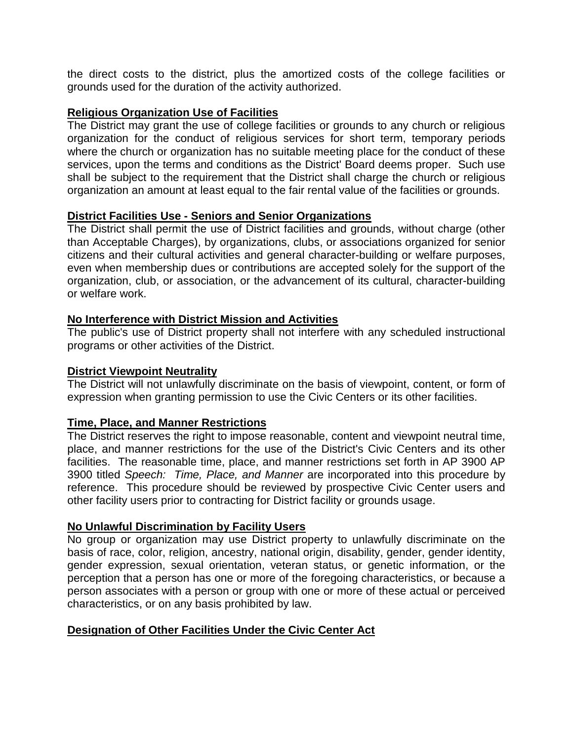the direct costs to the district, plus the amortized costs of the college facilities or grounds used for the duration of the activity authorized.

**Religious Organization Use of Facilities**

The District may grant the use of college facilities or grounds to any church or religious organization for the conduct of religious services for short term, temporary periods where the church or organization has no suitable meeting place for the conduct of these services, upon the terms and conditions as the District' Board deems proper. Such use shall be subject to the requirement that the District shall charge the church or religious organization an amount at least equal to the fair rental value of the facilities or grounds.

**District Facilities Use - Seniors and Senior Organizations**

The District shall permit the use of District facilities and grounds, without charge (other than Acceptable Charges), by organizations, clubs, or associations organized for senior citizens and their cultural activities and general character-building or welfare purposes, even when membership dues or contributions are accepted solely for the support of the organization, club, or association, or the advancement of its cultural, character-building or welfare work.

**No Interference with District Mission and Activities**

The public's use of District property shall not interfere with any scheduled instructional programs or other activities of the District.

**District Viewpoint Neutrality**

The District will not unlawfully discriminate on the basis of viewpoint, content, or form of expression when granting permission to use the Civic Centers or its other facilities.

**Time, Place, and Manner Restrictions**

The District reserves the right to impose reasonable, content and viewpoint neutral time, place, and manner restrictions for the use of the District's Civic Centers and its other facilities. The reasonable time, place, and manner restrictions set forth in AP 3900 AP 3900 titled *Speech: Time, Place, and Manner* are incorporated into this procedure by reference. This procedure should be reviewed by prospective Civic Center users and other facility users prior to contracting for District facility or grounds usage.

**No Unlawful Discrimination by Facility Users**

No group or organization may use District property to unlawfully discriminate on the basis of race, color, religion, ancestry, national origin, disability, gender, gender identity, gender expression, sexual orientation, veteran status, or genetic information, or the perception that a person has one or more of the foregoing characteristics, or because a person associates with a person or group with one or more of these actual or perceived characteristics, or on any basis prohibited by law.

**Designation of Other Facilities Under the Civic Center Act**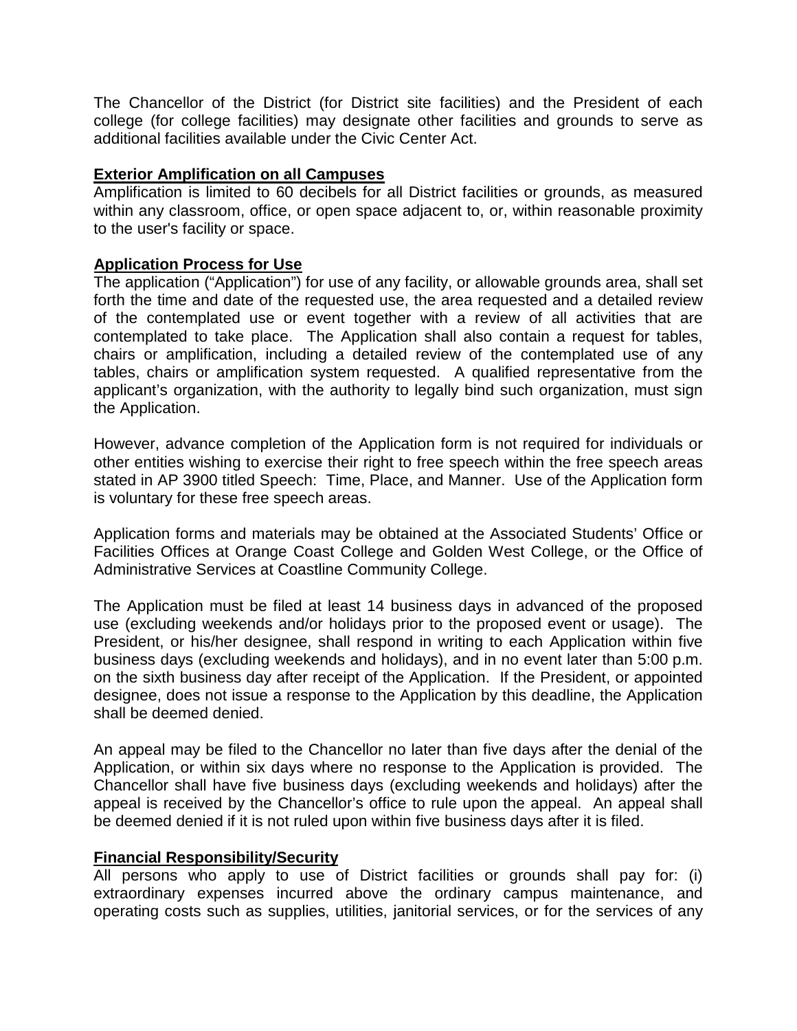The Chancellor of the District (for District site facilities) and the President of each college (for college facilities) may designate other facilities and grounds to serve as additional facilities available under the Civic Center Act.

**Exterior Amplification on all Campuses**

Amplification is limited to 60 decibels for all District facilities or grounds, as measured within any classroom, office, or open space adjacent to, or, within reasonable proximity to the user's facility or space.

**Application Process for Use**

The application ("Application") for use of any facility, or allowable grounds area, shall set forth the time and date of the requested use, the area requested and a detailed review of the contemplated use or event together with a review of all activities that are contemplated to take place. The Application shall also contain a request for tables, chairs or amplification, including a detailed review of the contemplated use of any tables, chairs or amplification system requested. A qualified representative from the applicant's organization, with the authority to legally bind such organization, must sign the Application.

However, advance completion of the Application form is not required for individuals or other entities wishing to exercise their right to free speech within the free speech areas stated in AP 3900 titled Speech: Time, Place, and Manner. Use of the Application form is voluntary for these free speech areas.

Application forms and materials may be obtained at the Associated Students' Office or Facilities Offices at Orange Coast College and Golden West College, or the Office of Administrative Services at Coastline Community College.

The Application must be filed at least 14 business days in advanced of the proposed use (excluding weekends and/or holidays prior to the proposed event or usage). The President, or his/her designee, shall respond in writing to each Application within five business days (excluding weekends and holidays), and in no event later than 5:00 p.m. on the sixth business day after receipt of the Application. If the President, or appointed designee, does not issue a response to the Application by this deadline, the Application shall be deemed denied.

An appeal may be filed to the Chancellor no later than five days after the denial of the Application, or within six days where no response to the Application is provided. The Chancellor shall have five business days (excluding weekends and holidays) after the appeal is received by the Chancellor's office to rule upon the appeal. An appeal shall be deemed denied if it is not ruled upon within five business days after it is filed.

**Financial Responsibility/Security**

All persons who apply to use of District facilities or grounds shall pay for: (i) extraordinary expenses incurred above the ordinary campus maintenance, and operating costs such as supplies, utilities, janitorial services, or for the services of any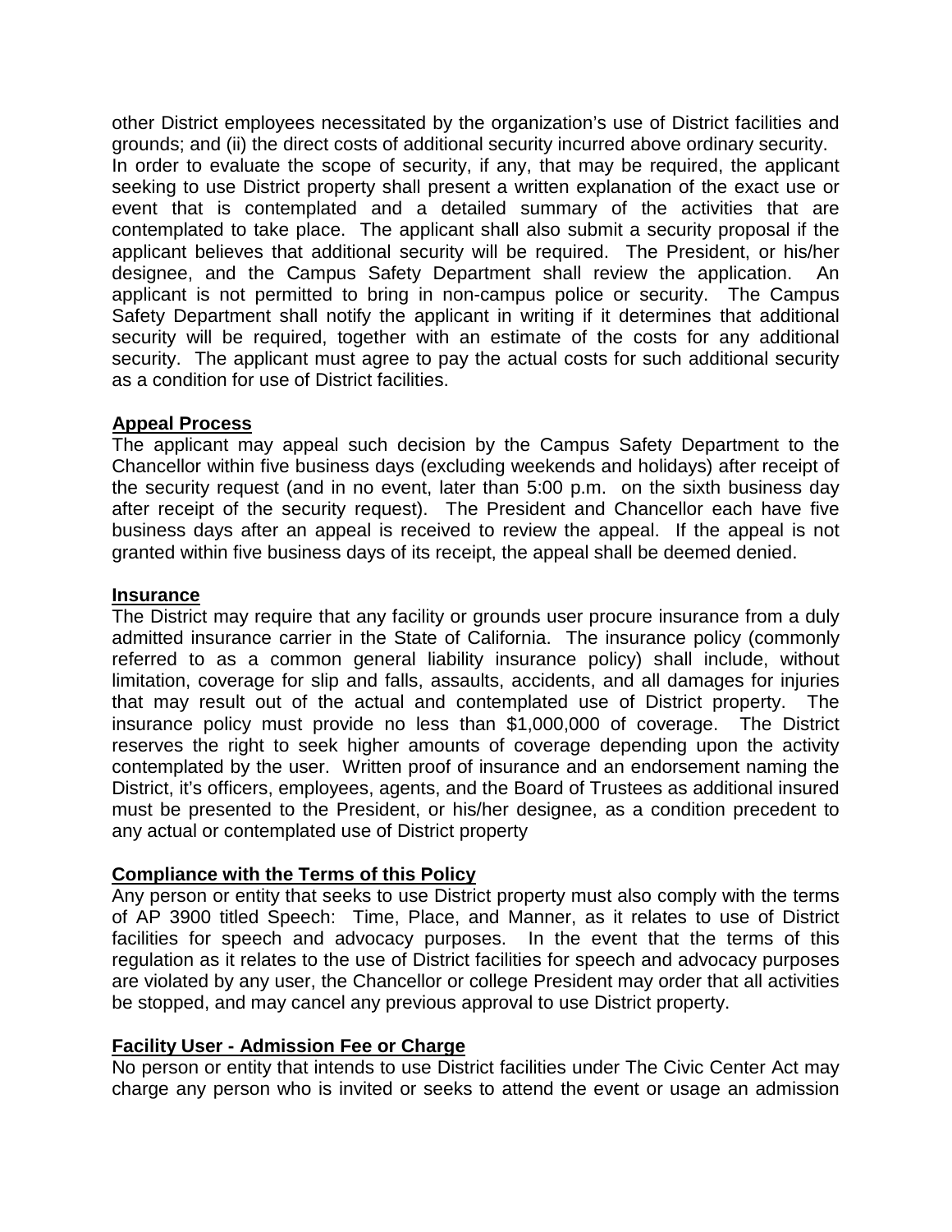other District employees necessitated by the organization's use of District facilities and grounds; and (ii) the direct costs of additional security incurred above ordinary security.
In order to evaluate the scope of security, if any, that may be required, the applicant seeking to use District property shall present a written explanation of the exact use or event that is contemplated and a detailed summary of the activities that are contemplated to take place. The applicant shall also submit a security proposal if the applicant believes that additional security will be required. The President, or his/her designee, and the Campus Safety Department shall review the application. An applicant is not permitted to bring in non-campus police or security. The Campus Safety Department shall notify the applicant in writing if it determines that additional security will be required, together with an estimate of the costs for any additional security. The applicant must agree to pay the actual costs for such additional security as a condition for use of District facilities.

**Appeal Process**

The applicant may appeal such decision by the Campus Safety Department to the Chancellor within five business days (excluding weekends and holidays) after receipt of the security request (and in no event, later than 5:00 p.m. on the sixth business day after receipt of the security request). The President and Chancellor each have five business days after an appeal is received to review the appeal. If the appeal is not granted within five business days of its receipt, the appeal shall be deemed denied.

**Insurance**

The District may require that any facility or grounds user procure insurance from a duly admitted insurance carrier in the State of California. The insurance policy (commonly referred to as a common general liability insurance policy) shall include, without limitation, coverage for slip and falls, assaults, accidents, and all damages for injuries that may result out of the actual and contemplated use of District property. The insurance policy must provide no less than $1,000,000 of coverage. The District reserves the right to seek higher amounts of coverage depending upon the activity contemplated by the user. Written proof of insurance and an endorsement naming the District, it's officers, employees, agents, and the Board of Trustees as additional insured must be presented to the President, or his/her designee, as a condition precedent to any actual or contemplated use of District property

**Compliance with the Terms of this Policy**

Any person or entity that seeks to use District property must also comply with the terms of AP 3900 titled Speech: Time, Place, and Manner, as it relates to use of District facilities for speech and advocacy purposes. In the event that the terms of this regulation as it relates to the use of District facilities for speech and advocacy purposes are violated by any user, the Chancellor or college President may order that all activities be stopped, and may cancel any previous approval to use District property.

**Facility User - Admission Fee or Charge**

No person or entity that intends to use District facilities under The Civic Center Act may charge any person who is invited or seeks to attend the event or usage an admission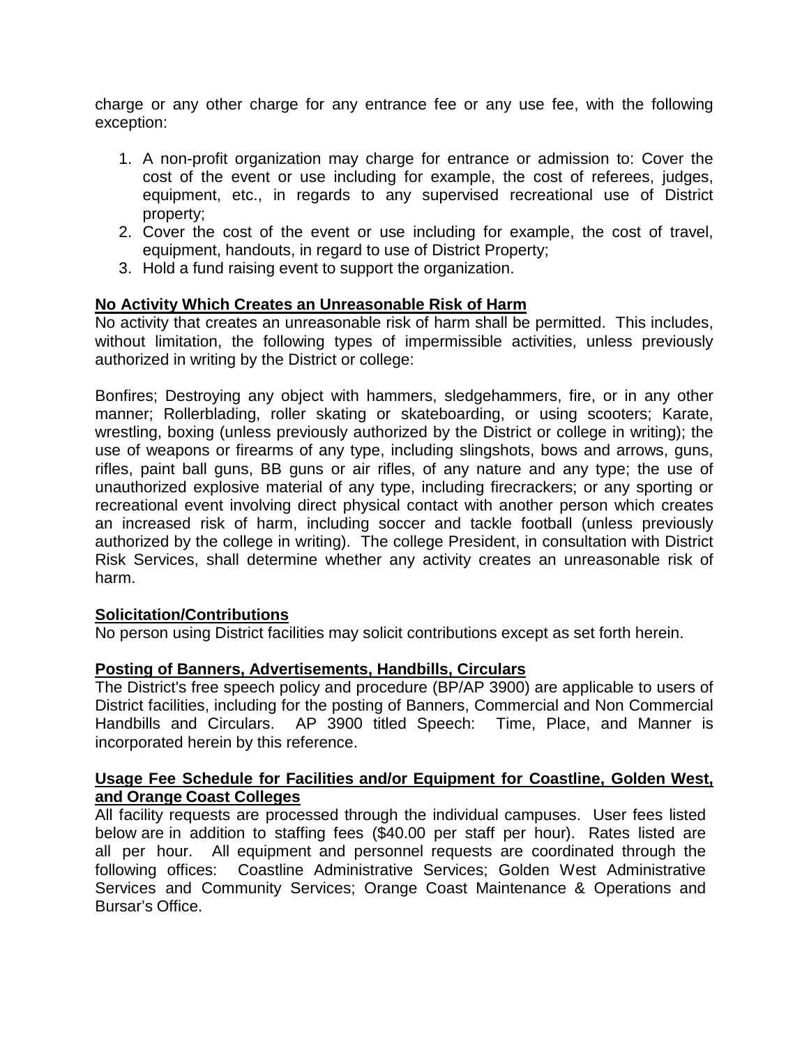charge or any other charge for any entrance fee or any use fee, with the following exception:

1. A non-profit organization may charge for entrance or admission to: Cover the cost of the event or use including for example, the cost of referees, judges, equipment, etc., in regards to any supervised recreational use of District property;
2. Cover the cost of the event or use including for example, the cost of travel, equipment, handouts, in regard to use of District Property;
3. Hold a fund raising event to support the organization.

**No Activity Which Creates an Unreasonable Risk of Harm**

No activity that creates an unreasonable risk of harm shall be permitted. This includes, without limitation, the following types of impermissible activities, unless previously authorized in writing by the District or college:

Bonfires; Destroying any object with hammers, sledgehammers, fire, or in any other manner; Rollerblading, roller skating or skateboarding, or using scooters; Karate, wrestling, boxing (unless previously authorized by the District or college in writing); the use of weapons or firearms of any type, including slingshots, bows and arrows, guns, rifles, paint ball guns, BB guns or air rifles, of any nature and any type; the use of unauthorized explosive material of any type, including firecrackers; or any sporting or recreational event involving direct physical contact with another person which creates an increased risk of harm, including soccer and tackle football (unless previously authorized by the college in writing). The college President, in consultation with District Risk Services, shall determine whether any activity creates an unreasonable risk of harm.

**Solicitation/Contributions**

No person using District facilities may solicit contributions except as set forth herein.

**Posting of Banners, Advertisements, Handbills, Circulars**

The District's free speech policy and procedure (BP/AP 3900) are applicable to users of District facilities, including for the posting of Banners, Commercial and Non Commercial Handbills and Circulars. AP 3900 titled Speech: Time, Place, and Manner is incorporated herein by this reference.

**Usage Fee Schedule for Facilities and/or Equipment for Coastline, Golden West, and Orange Coast Colleges**

All facility requests are processed through the individual campuses. User fees listed below are in addition to staffing fees ($40.00 per staff per hour). Rates listed are all per hour. All equipment and personnel requests are coordinated through the following offices: Coastline Administrative Services; Golden West Administrative Services and Community Services; Orange Coast Maintenance & Operations and Bursar's Office.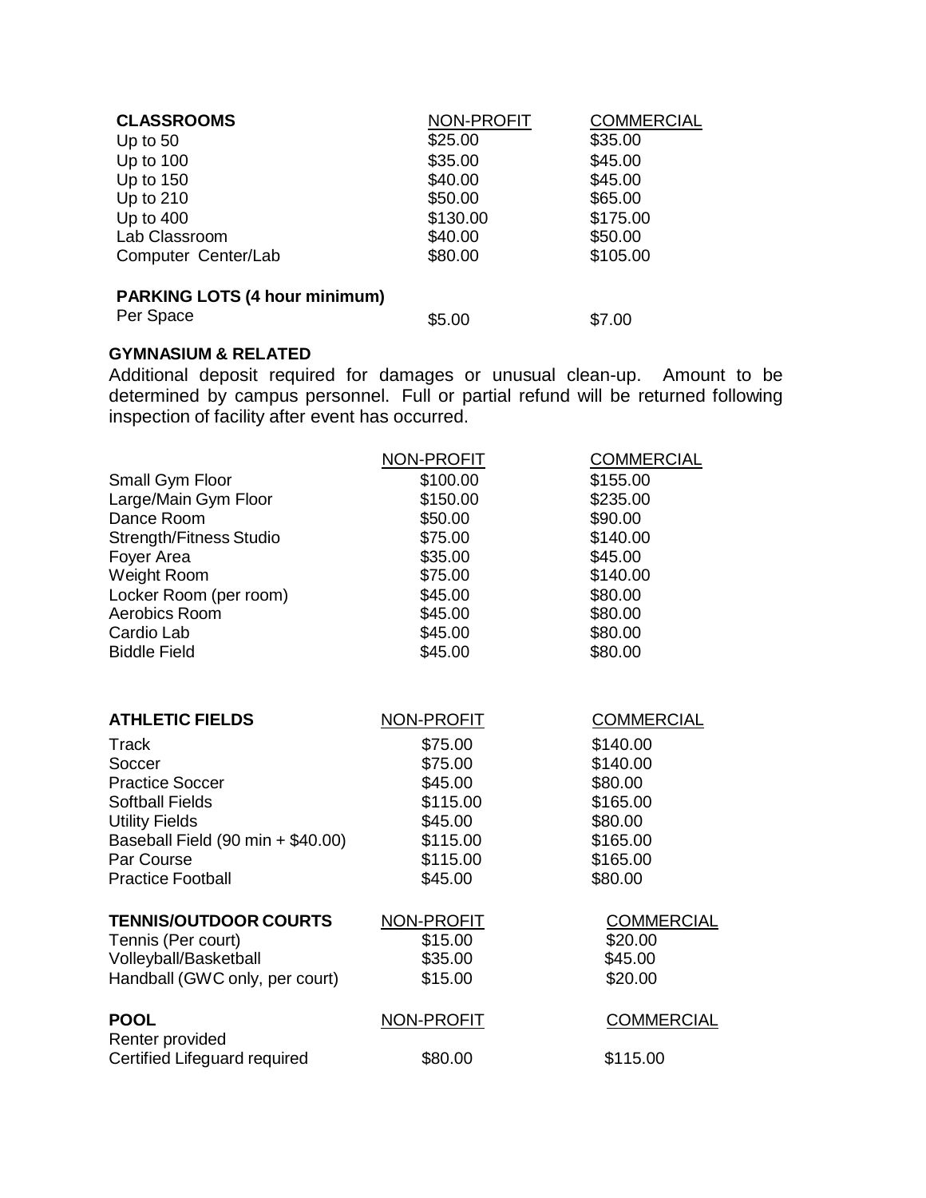| CLASSROOMS | NON-PROFIT | COMMERCIAL |
|---|---|---|
| Up to 50 | \$25.00 | \$35.00 |
| Up to 100 | \$35.00 | \$45.00 |
| Up to 150 | \$40.00 | \$45.00 |
| Up to 210 | \$50.00 | \$65.00 |
| Up to 400 | \$130.00 | \$175.00 |
| Lab Classroom | \$40.00 | \$50.00 |
| Computer Center/Lab | \$80.00 | \$105.00 |

**PARKING LOTS (4 hour minimum)**

| | | |
|---|---|---|
| Per Space | \$5.00 | \$7.00 |

**GYMNASIUM & RELATED**

Additional deposit required for damages or unusual clean-up. Amount to be determined by campus personnel. Full or partial refund will be returned following inspection of facility after event has occurred.

| | NON-PROFIT | COMMERCIAL |
|---|---|---|
| Small Gym Floor | \$100.00 | \$155.00 |
| Large/Main Gym Floor | \$150.00 | \$235.00 |
| Dance Room | \$50.00 | \$90.00 |
| Strength/Fitness Studio | \$75.00 | \$140.00 |
| Foyer Area | \$35.00 | \$45.00 |
| Weight Room | \$75.00 | \$140.00 |
| Locker Room (per room) | \$45.00 | \$80.00 |
| Aerobics Room | \$45.00 | \$80.00 |
| Cardio Lab | \$45.00 | \$80.00 |
| Biddle Field | \$45.00 | \$80.00 |

| ATHLETIC FIELDS | NON-PROFIT | COMMERCIAL |
|---|---|---|
| Track | \$75.00 | \$140.00 |
| Soccer | \$75.00 | \$140.00 |
| Practice Soccer | \$45.00 | \$80.00 |
| Softball Fields | \$115.00 | \$165.00 |
| Utility Fields | \$45.00 | \$80.00 |
| Baseball Field (90 min + \$40.00) | \$115.00 | \$165.00 |
| Par Course | \$115.00 | \$165.00 |
| Practice Football | \$45.00 | \$80.00 |

| TENNIS/OUTDOOR COURTS | NON-PROFIT | COMMERCIAL |
|---|---|---|
| Tennis (Per court) | \$15.00 | \$20.00 |
| Volleyball/Basketball | \$35.00 | \$45.00 |
| Handball (GWC only, per court) | \$15.00 | \$20.00 |

| POOL | NON-PROFIT | COMMERCIAL |
|---|---|---|
| Renter provided Certified Lifeguard required | \$80.00 | \$115.00 |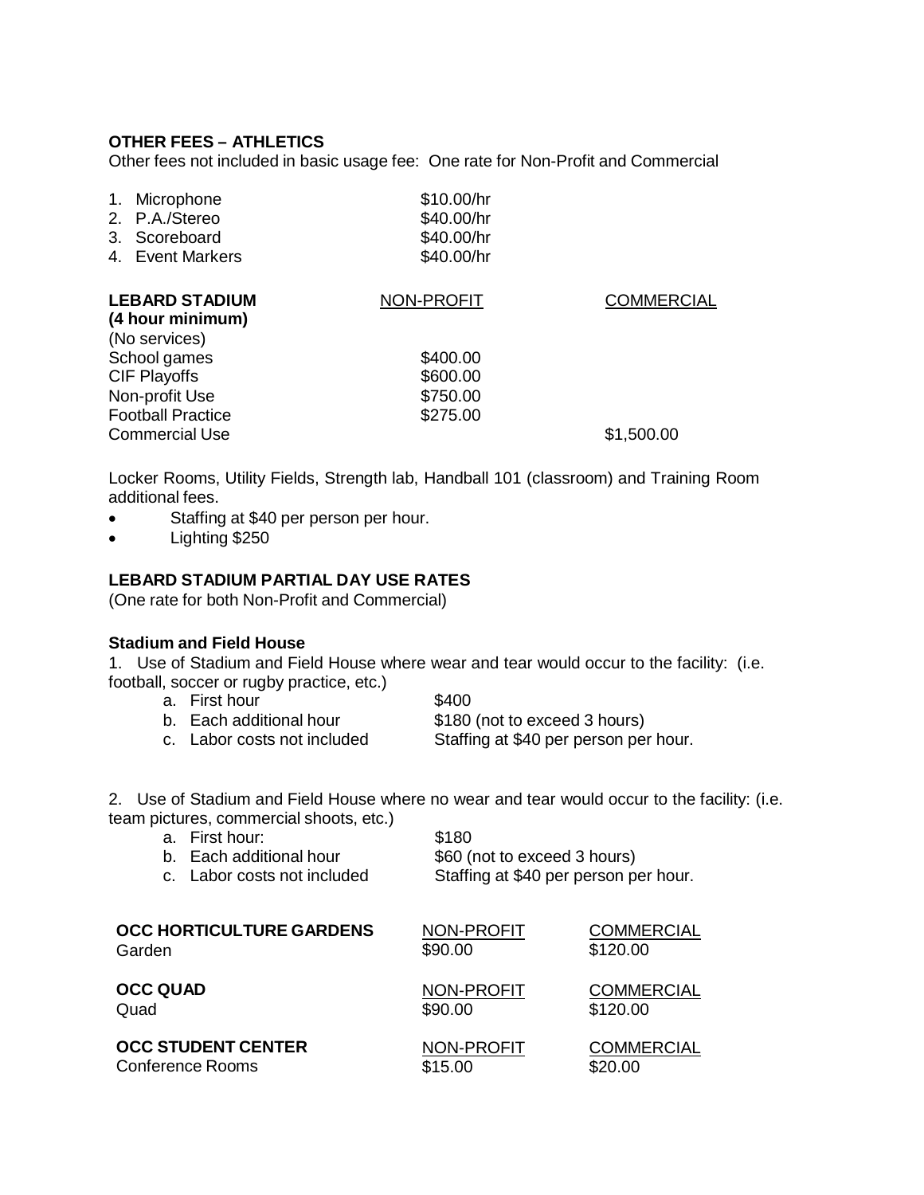**OTHER FEES – ATHLETICS**

Other fees not included in basic usage fee: One rate for Non-Profit and Commercial

| | |
|---|---|
| 1. Microphone | \$10.00/hr |
| 2. P.A./Stereo | \$40.00/hr |
| 3. Scoreboard | \$40.00/hr |
| 4. Event Markers | \$40.00/hr |

| **LEBARD STADIUM (4 hour minimum)** | NON-PROFIT | COMMERCIAL |
|---|---|---|
| (No services) | | |
| School games | \$400.00 | |
| CIF Playoffs | \$600.00 | |
| Non-profit Use | \$750.00 | |
| Football Practice | \$275.00 | |
| Commercial Use | | \$1,500.00 |

Locker Rooms, Utility Fields, Strength lab, Handball 101 (classroom) and Training Room additional fees.

- Staffing at \$40 per person per hour.
- Lighting \$250

**LEBARD STADIUM PARTIAL DAY USE RATES**

(One rate for both Non-Profit and Commercial)

**Stadium and Field House**

1. Use of Stadium and Field House where wear and tear would occur to the facility: (i.e. football, soccer or rugby practice, etc.)
   a. First hour — \$400
   b. Each additional hour — \$180 (not to exceed 3 hours)
   c. Labor costs not included — Staffing at \$40 per person per hour.

2. Use of Stadium and Field House where no wear and tear would occur to the facility: (i.e. team pictures, commercial shoots, etc.)
   a. First hour: — \$180
   b. Each additional hour — \$60 (not to exceed 3 hours)
   c. Labor costs not included — Staffing at \$40 per person per hour.

| **OCC HORTICULTURE GARDENS** | NON-PROFIT | COMMERCIAL |
|---|---|---|
| Garden | \$90.00 | \$120.00 |

| **OCC QUAD** | NON-PROFIT | COMMERCIAL |
|---|---|---|
| Quad | \$90.00 | \$120.00 |

| **OCC STUDENT CENTER** | NON-PROFIT | COMMERCIAL |
|---|---|---|
| Conference Rooms | \$15.00 | \$20.00 |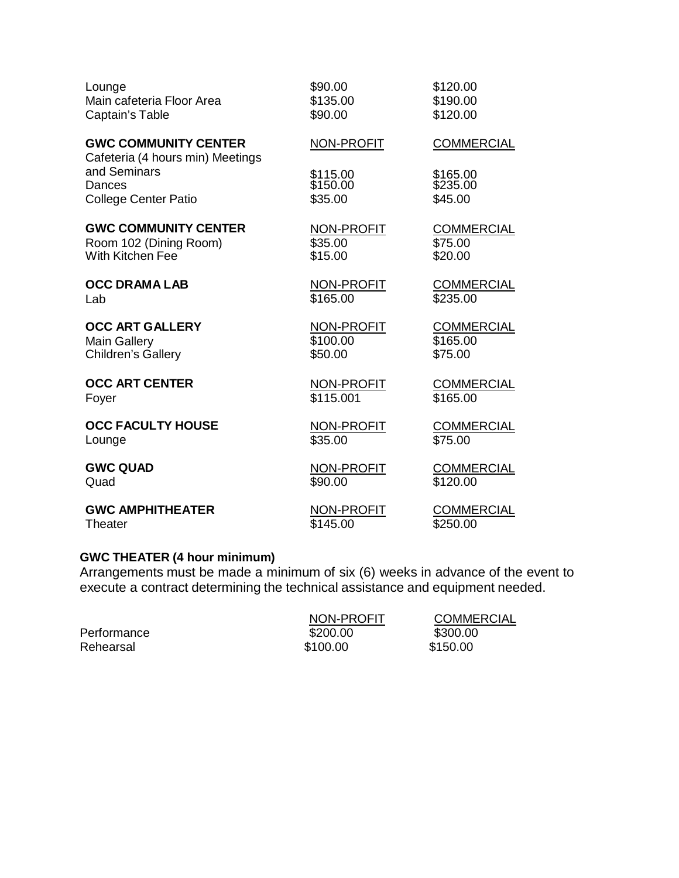| | | |
|---|---|---|
| Lounge | $90.00 | $120.00 |
| Main cafeteria Floor Area | $135.00 | $190.00 |
| Captain's Table | $90.00 | $120.00 |

| **GWC COMMUNITY CENTER** | NON-PROFIT | COMMERCIAL |
|---|---|---|
| Cafeteria (4 hours min) Meetings and Seminars | $115.00 | $165.00 |
| Dances | $150.00 | $235.00 |
| College Center Patio | $35.00 | $45.00 |

| **GWC COMMUNITY CENTER** | NON-PROFIT | COMMERCIAL |
|---|---|---|
| Room 102 (Dining Room) | $35.00 | $75.00 |
| With Kitchen Fee | $15.00 | $20.00 |

| **OCC DRAMA LAB** | NON-PROFIT | COMMERCIAL |
|---|---|---|
| Lab | $165.00 | $235.00 |

| **OCC ART GALLERY** | NON-PROFIT | COMMERCIAL |
|---|---|---|
| Main Gallery | $100.00 | $165.00 |
| Children's Gallery | $50.00 | $75.00 |

| **OCC ART CENTER** | NON-PROFIT | COMMERCIAL |
|---|---|---|
| Foyer | $115.001 | $165.00 |

| **OCC FACULTY HOUSE** | NON-PROFIT | COMMERCIAL |
|---|---|---|
| Lounge | $35.00 | $75.00 |

| **GWC QUAD** | NON-PROFIT | COMMERCIAL |
|---|---|---|
| Quad | $90.00 | $120.00 |

| **GWC AMPHITHEATER** | NON-PROFIT | COMMERCIAL |
|---|---|---|
| Theater | $145.00 | $250.00 |

**GWC THEATER (4 hour minimum)**

Arrangements must be made a minimum of six (6) weeks in advance of the event to execute a contract determining the technical assistance and equipment needed.

| | NON-PROFIT | COMMERCIAL |
|---|---|---|
| Performance | $200.00 | $300.00 |
| Rehearsal | $100.00 | $150.00 |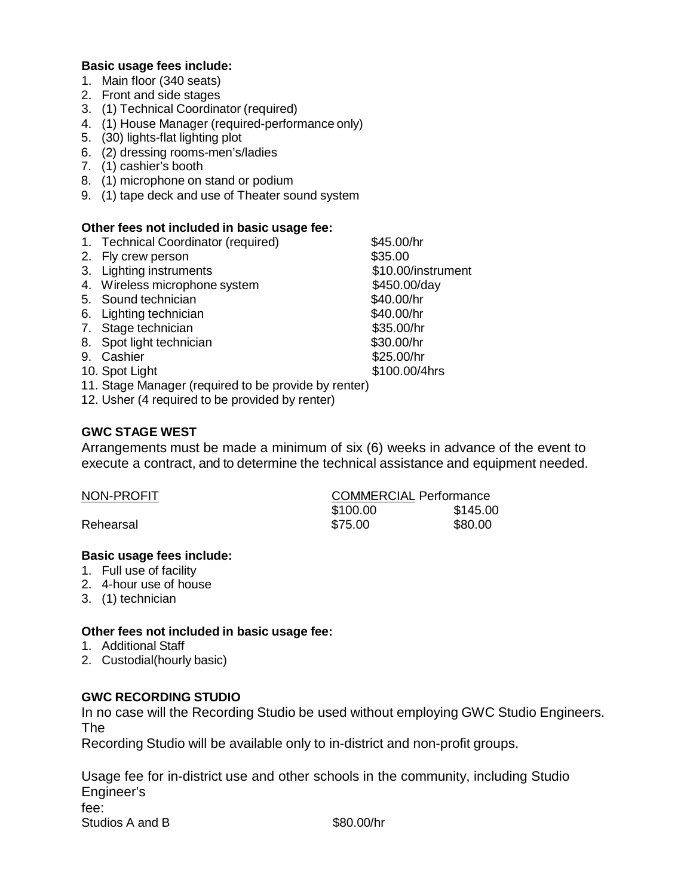**Basic usage fees include:**

1. Main floor (340 seats)
2. Front and side stages
3. (1) Technical Coordinator (required)
4. (1) House Manager (required-performance only)
5. (30) lights-flat lighting plot
6. (2) dressing rooms-men's/ladies
7. (1) cashier's booth
8. (1) microphone on stand or podium
9. (1) tape deck and use of Theater sound system

**Other fees not included in basic usage fee:**

| | |
|---|---|
| 1. Technical Coordinator (required) | $45.00/hr |
| 2. Fly crew person | $35.00 |
| 3. Lighting instruments | $10.00/instrument |
| 4. Wireless microphone system | $450.00/day |
| 5. Sound technician | $40.00/hr |
| 6. Lighting technician | $40.00/hr |
| 7. Stage technician | $35.00/hr |
| 8. Spot light technician | $30.00/hr |
| 9. Cashier | $25.00/hr |
| 10. Spot Light | $100.00/4hrs |
| 11. Stage Manager (required to be provide by renter) | |
| 12. Usher (4 required to be provided by renter) | |

**GWC STAGE WEST**

Arrangements must be made a minimum of six (6) weeks in advance of the event to execute a contract, and to determine the technical assistance and equipment needed.

| | NON-PROFIT | COMMERCIAL |
|---|---|---|
| Performance | $100.00 | $145.00 |
| Rehearsal | $75.00 | $80.00 |

**Basic usage fees include:**

1. Full use of facility
2. 4-hour use of house
3. (1) technician

**Other fees not included in basic usage fee:**

1. Additional Staff
2. Custodial(hourly basic)

**GWC RECORDING STUDIO**

In no case will the Recording Studio be used without employing GWC Studio Engineers. The Recording Studio will be available only to in-district and non-profit groups.

Usage fee for in-district use and other schools in the community, including Studio Engineer's fee:

| | |
|---|---|
| Studios A and B | $80.00/hr |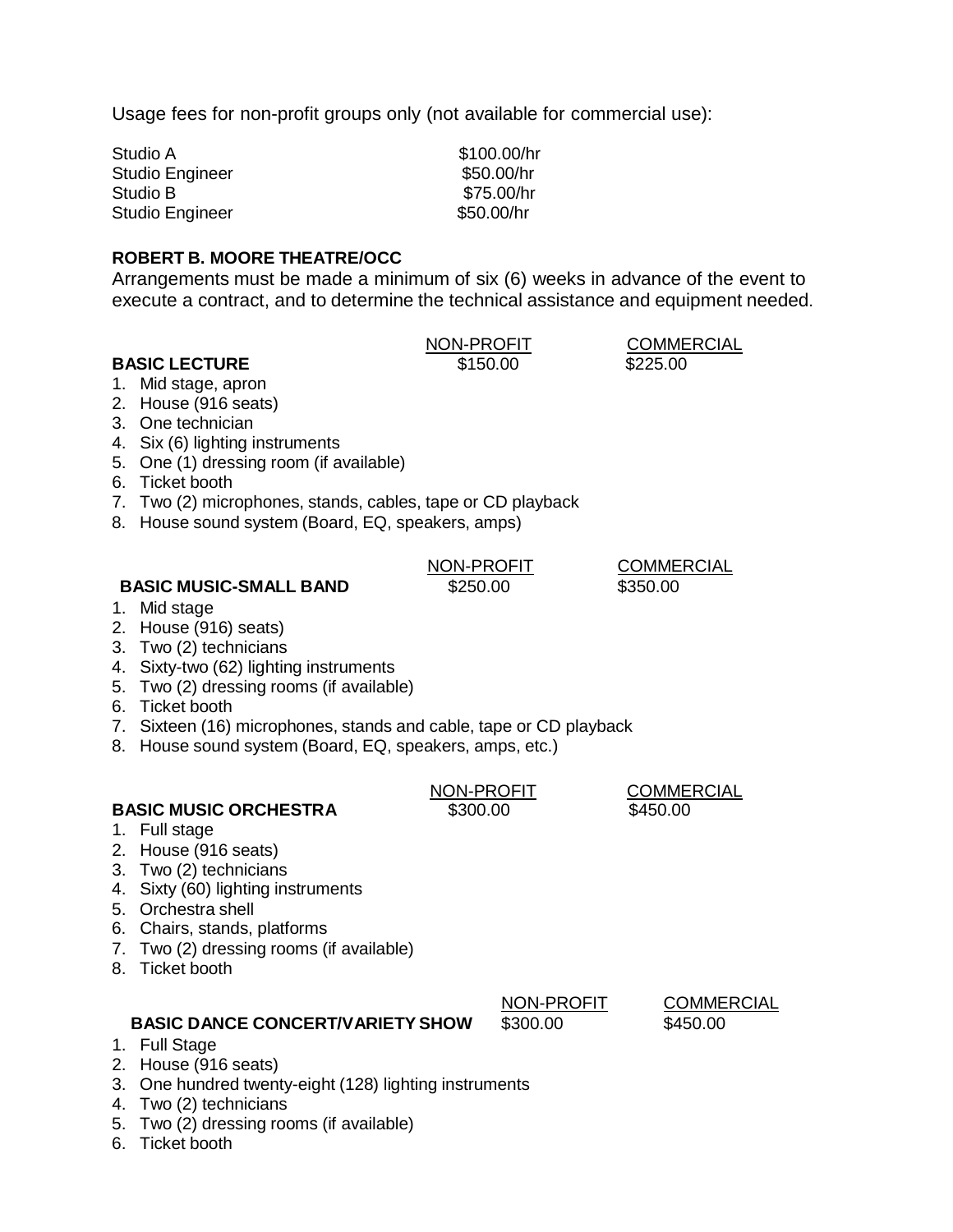Usage fees for non-profit groups only (not available for commercial use):

| | |
|---|---|
| Studio A | $100.00/hr |
| Studio Engineer | $50.00/hr |
| Studio B | $75.00/hr |
| Studio Engineer | $50.00/hr |

**ROBERT B. MOORE THEATRE/OCC**

Arrangements must be made a minimum of six (6) weeks in advance of the event to execute a contract, and to determine the technical assistance and equipment needed.

| | NON-PROFIT | COMMERCIAL |
|---|---|---|
| **BASIC LECTURE** | $150.00 | $225.00 |

1. Mid stage, apron
2. House (916 seats)
3. One technician
4. Six (6) lighting instruments
5. One (1) dressing room (if available)
6. Ticket booth
7. Two (2) microphones, stands, cables, tape or CD playback
8. House sound system (Board, EQ, speakers, amps)

| | NON-PROFIT | COMMERCIAL |
|---|---|---|
| **BASIC MUSIC-SMALL BAND** | $250.00 | $350.00 |

1. Mid stage
2. House (916) seats)
3. Two (2) technicians
4. Sixty-two (62) lighting instruments
5. Two (2) dressing rooms (if available)
6. Ticket booth
7. Sixteen (16) microphones, stands and cable, tape or CD playback
8. House sound system (Board, EQ, speakers, amps, etc.)

| | NON-PROFIT | COMMERCIAL |
|---|---|---|
| **BASIC MUSIC ORCHESTRA** | $300.00 | $450.00 |

1. Full stage
2. House (916 seats)
3. Two (2) technicians
4. Sixty (60) lighting instruments
5. Orchestra shell
6. Chairs, stands, platforms
7. Two (2) dressing rooms (if available)
8. Ticket booth

| | NON-PROFIT | COMMERCIAL |
|---|---|---|
| **BASIC DANCE CONCERT/VARIETY SHOW** | $300.00 | $450.00 |

1. Full Stage
2. House (916 seats)
3. One hundred twenty-eight (128) lighting instruments
4. Two (2) technicians
5. Two (2) dressing rooms (if available)
6. Ticket booth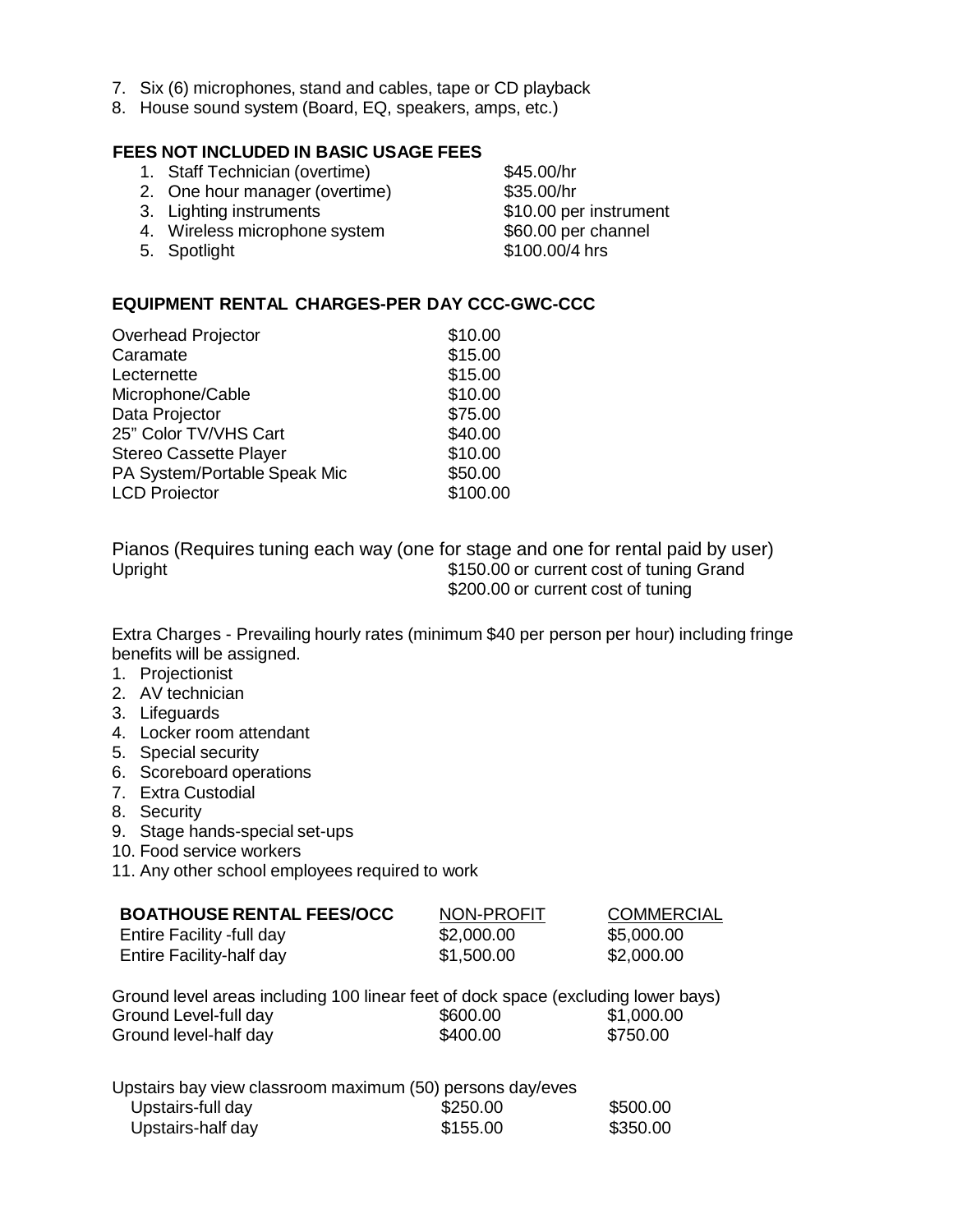7. Six (6) microphones, stand and cables, tape or CD playback
8. House sound system (Board, EQ, speakers, amps, etc.)

**FEES NOT INCLUDED IN BASIC USAGE FEES**

| | |
|---|---|
| 1. Staff Technician (overtime) | $45.00/hr |
| 2. One hour manager (overtime) | $35.00/hr |
| 3. Lighting instruments | $10.00 per instrument |
| 4. Wireless microphone system | $60.00 per channel |
| 5. Spotlight | $100.00/4 hrs |

**EQUIPMENT RENTAL CHARGES-PER DAY CCC-GWC-CCC**

| | |
|---|---|
| Overhead Projector | $10.00 |
| Caramate | $15.00 |
| Lecternette | $15.00 |
| Microphone/Cable | $10.00 |
| Data Projector | $75.00 |
| 25" Color TV/VHS Cart | $40.00 |
| Stereo Cassette Player | $10.00 |
| PA System/Portable Speak Mic | $50.00 |
| LCD Projector | $100.00 |

Pianos (Requires tuning each way (one for stage and one for rental paid by user)
Upright $150.00 or current cost of tuning Grand
$200.00 or current cost of tuning

Extra Charges - Prevailing hourly rates (minimum $40 per person per hour) including fringe benefits will be assigned.

1. Projectionist
2. AV technician
3. Lifeguards
4. Locker room attendant
5. Special security
6. Scoreboard operations
7. Extra Custodial
8. Security
9. Stage hands-special set-ups
10. Food service workers
11. Any other school employees required to work

| **BOATHOUSE RENTAL FEES/OCC** | NON-PROFIT | COMMERCIAL |
|---|---|---|
| Entire Facility -full day | $2,000.00 | $5,000.00 |
| Entire Facility-half day | $1,500.00 | $2,000.00 |
| Ground level areas including 100 linear feet of dock space (excluding lower bays) | | |
| Ground Level-full day | $600.00 | $1,000.00 |
| Ground level-half day | $400.00 | $750.00 |
| Upstairs bay view classroom maximum (50) persons day/eves | | |
| Upstairs-full day | $250.00 | $500.00 |
| Upstairs-half day | $155.00 | $350.00 |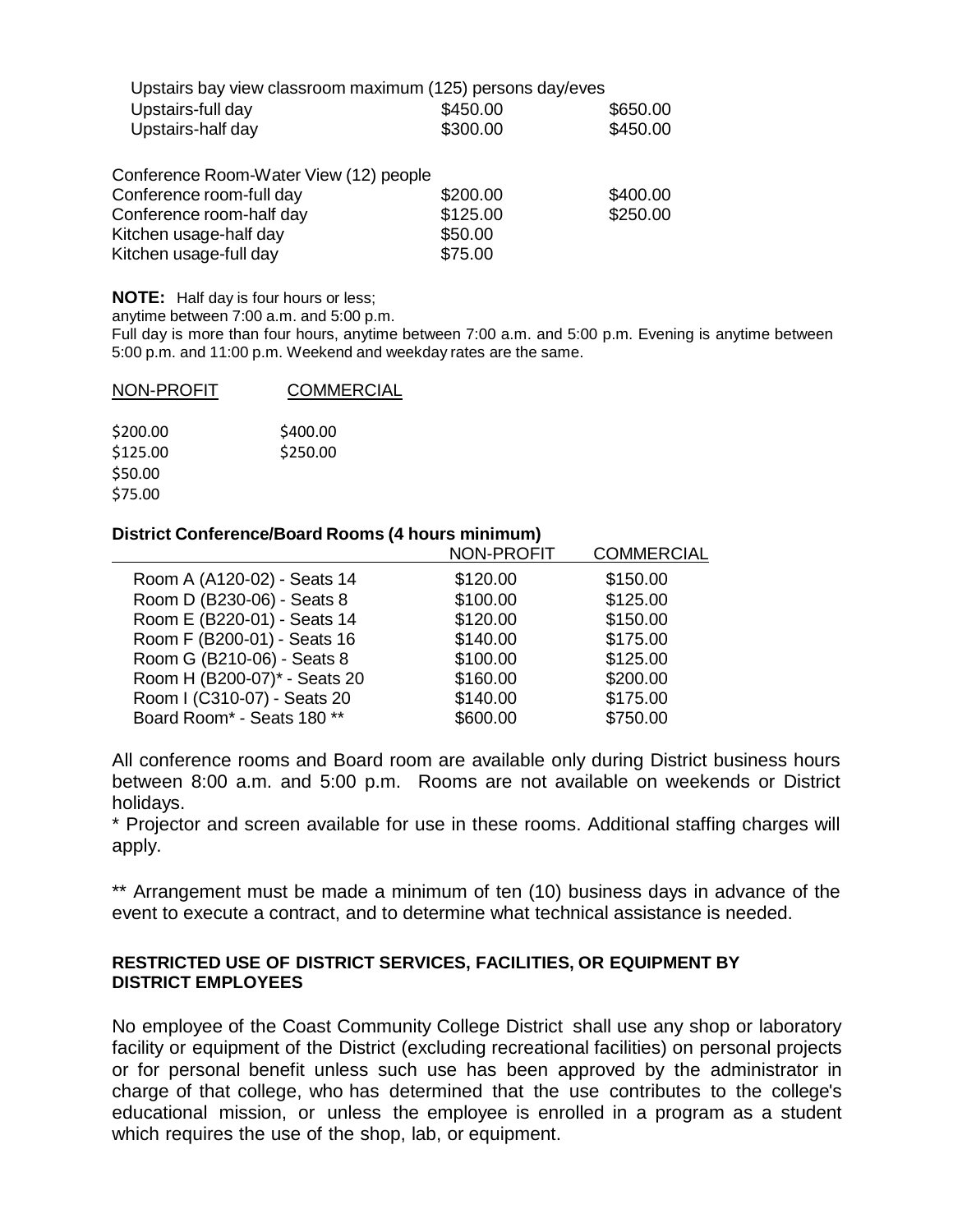| Upstairs bay view classroom maximum (125) persons day/eves | | |
|---|---|---|
| Upstairs-full day | $450.00 | $650.00 |
| Upstairs-half day | $300.00 | $450.00 |

| Conference Room-Water View (12) people | | |
|---|---|---|
| Conference room-full day | $200.00 | $400.00 |
| Conference room-half day | $125.00 | $250.00 |
| Kitchen usage-half day | $50.00 | |
| Kitchen usage-full day | $75.00 | |

**NOTE:** Half day is four hours or less;
anytime between 7:00 a.m. and 5:00 p.m.
Full day is more than four hours, anytime between 7:00 a.m. and 5:00 p.m. Evening is anytime between 5:00 p.m. and 11:00 p.m. Weekend and weekday rates are the same.

| NON-PROFIT | COMMERCIAL |
|---|---|
| $200.00 | $400.00 |
| $125.00 | $250.00 |
| $50.00 | |
| $75.00 | |

**District Conference/Board Rooms (4 hours minimum)**

| | NON-PROFIT | COMMERCIAL |
|---|---|---|
| Room A (A120-02) - Seats 14 | $120.00 | $150.00 |
| Room D (B230-06) - Seats 8 | $100.00 | $125.00 |
| Room E (B220-01) - Seats 14 | $120.00 | $150.00 |
| Room F (B200-01) - Seats 16 | $140.00 | $175.00 |
| Room G (B210-06) - Seats 8 | $100.00 | $125.00 |
| Room H (B200-07)* - Seats 20 | $160.00 | $200.00 |
| Room I (C310-07) - Seats 20 | $140.00 | $175.00 |
| Board Room* - Seats 180 ** | $600.00 | $750.00 |

All conference rooms and Board room are available only during District business hours between 8:00 a.m. and 5:00 p.m. Rooms are not available on weekends or District holidays.

* Projector and screen available for use in these rooms. Additional staffing charges will apply.

** Arrangement must be made a minimum of ten (10) business days in advance of the event to execute a contract, and to determine what technical assistance is needed.

**RESTRICTED USE OF DISTRICT SERVICES, FACILITIES, OR EQUIPMENT BY DISTRICT EMPLOYEES**

No employee of the Coast Community College District shall use any shop or laboratory facility or equipment of the District (excluding recreational facilities) on personal projects or for personal benefit unless such use has been approved by the administrator in charge of that college, who has determined that the use contributes to the college's educational mission, or unless the employee is enrolled in a program as a student which requires the use of the shop, lab, or equipment.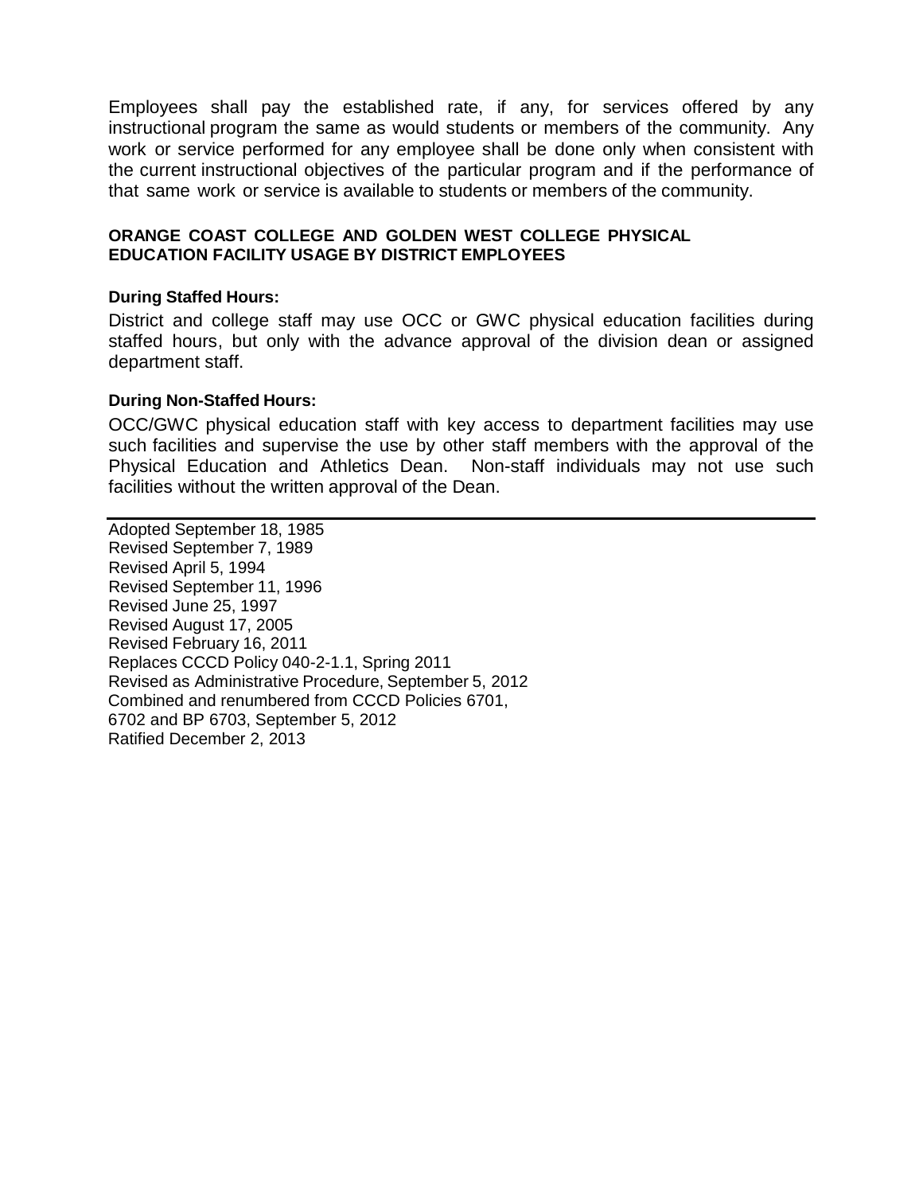Employees shall pay the established rate, if any, for services offered by any instructional program the same as would students or members of the community. Any work or service performed for any employee shall be done only when consistent with the current instructional objectives of the particular program and if the performance of that same work or service is available to students or members of the community.

**ORANGE COAST COLLEGE AND GOLDEN WEST COLLEGE PHYSICAL EDUCATION FACILITY USAGE BY DISTRICT EMPLOYEES**

**During Staffed Hours:**

District and college staff may use OCC or GWC physical education facilities during staffed hours, but only with the advance approval of the division dean or assigned department staff.

**During Non-Staffed Hours:**

OCC/GWC physical education staff with key access to department facilities may use such facilities and supervise the use by other staff members with the approval of the Physical Education and Athletics Dean. Non-staff individuals may not use such facilities without the written approval of the Dean.

---

Adopted September 18, 1985
Revised September 7, 1989
Revised April 5, 1994
Revised September 11, 1996
Revised June 25, 1997
Revised August 17, 2005
Revised February 16, 2011
Replaces CCCD Policy 040-2-1.1, Spring 2011
Revised as Administrative Procedure, September 5, 2012
Combined and renumbered from CCCD Policies 6701, 6702 and BP 6703, September 5, 2012
Ratified December 2, 2013